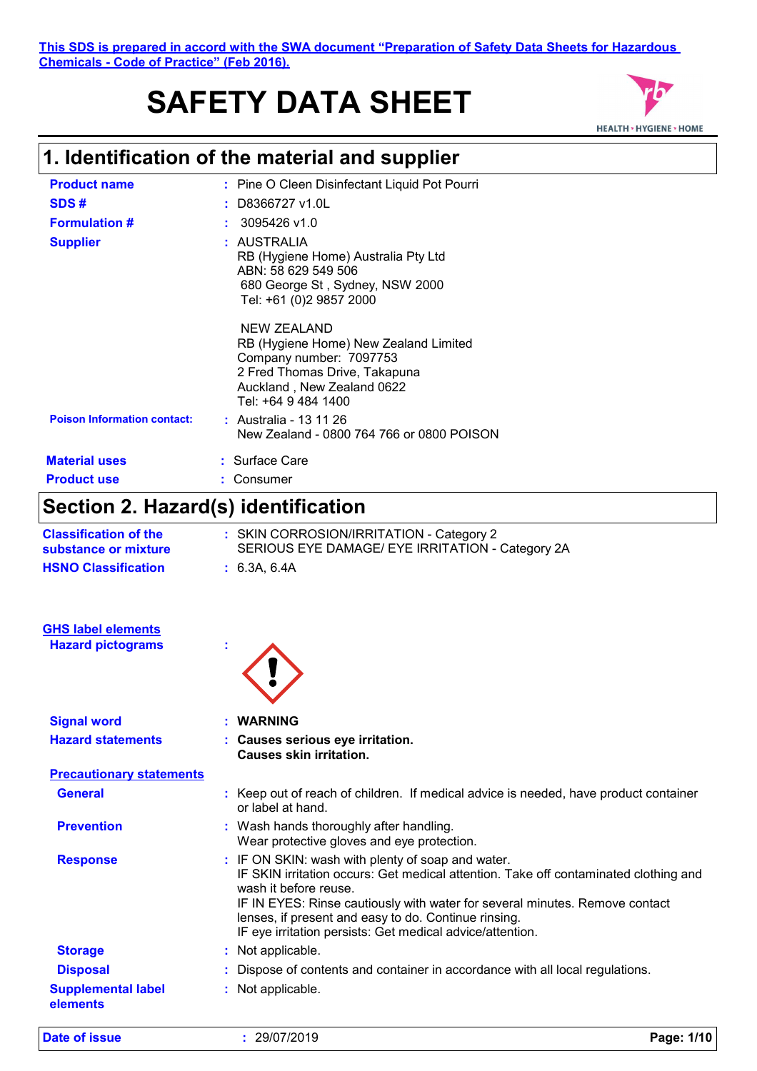This SDS is prepared in accord with the SWA document "Preparation of Safety Data Sheets for Hazardous Chemicals - Code of Practice" (Feb 2016).

# SAFETY DATA SHEET

HEALTH • HYGIENE • HOME

## 1. Identification of the material and supplier

**Product name** : Pine O Cleen Disinfectant Liquid Pot Pourri

**SDS #** : D8366727 v1.0L

**Formulation #** : 3095426 v1.0

**Supplier** : AUSTRALIA
RB (Hygiene Home) Australia Pty Ltd
ABN: 58 629 549 506
680 George St , Sydney, NSW 2000
Tel: +61 (0)2 9857 2000

NEW ZEALAND
RB (Hygiene Home) New Zealand Limited
Company number: 7097753
2 Fred Thomas Drive, Takapuna
Auckland , New Zealand 0622
Tel: +64 9 484 1400

**Poison Information contact:** : Australia - 13 11 26
New Zealand - 0800 764 766 or 0800 POISON

**Material uses** : Surface Care

**Product use** : Consumer

## Section 2. Hazard(s) identification

**Classification of the substance or mixture** : SKIN CORROSION/IRRITATION - Category 2
SERIOUS EYE DAMAGE/ EYE IRRITATION - Category 2A

**HSNO Classification** : 6.3A, 6.4A

**GHS label elements**

**Hazard pictograms** :

**Signal word** : **WARNING**

**Hazard statements** : **Causes serious eye irritation.**
**Causes skin irritation.**

**Precautionary statements**

**General** : Keep out of reach of children. If medical advice is needed, have product container or label at hand.

**Prevention** : Wash hands thoroughly after handling.
Wear protective gloves and eye protection.

**Response** : IF ON SKIN: wash with plenty of soap and water.
IF SKIN irritation occurs: Get medical attention. Take off contaminated clothing and wash it before reuse.
IF IN EYES: Rinse cautiously with water for several minutes. Remove contact lenses, if present and easy to do. Continue rinsing.
IF eye irritation persists: Get medical advice/attention.

**Storage** : Not applicable.

**Disposal** : Dispose of contents and container in accordance with all local regulations.

**Supplemental label elements** : Not applicable.

**Date of issue** : 29/07/2019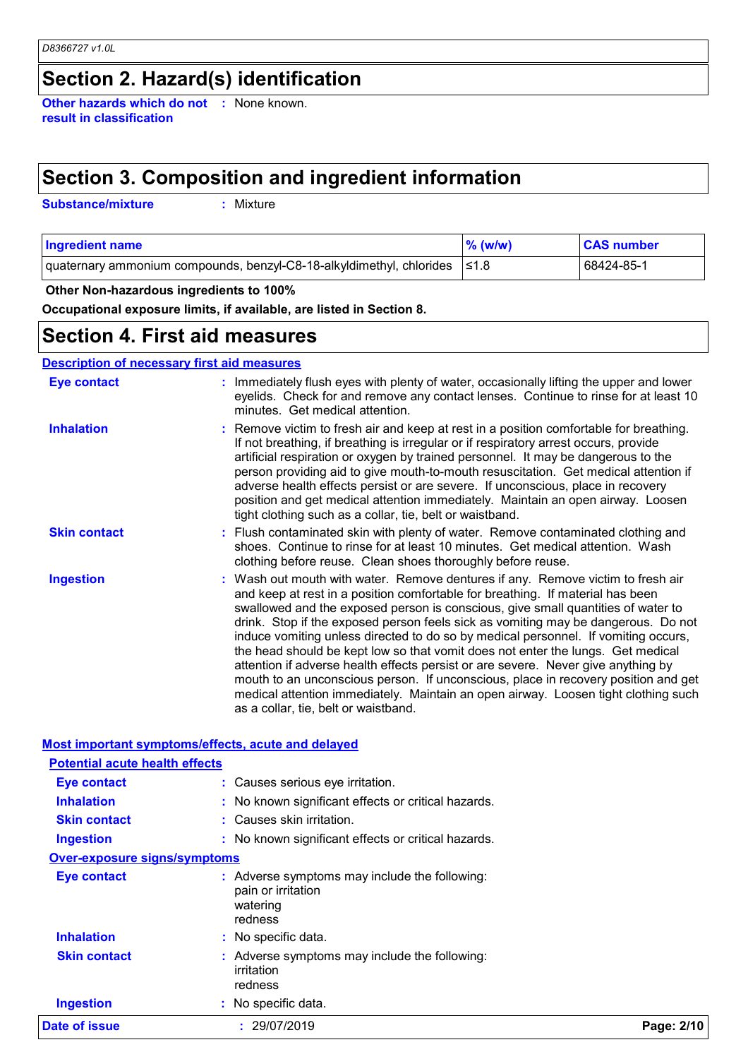## Section 2. Hazard(s) identification

**Other hazards which do not result in classification** : None known.

## Section 3. Composition and ingredient information

**Substance/mixture** : Mixture

| Ingredient name | % (w/w) | CAS number |
|---|---|---|
| quaternary ammonium compounds, benzyl-C8-18-alkyldimethyl, chlorides | ≤1.8 | 68424-85-1 |

**Other Non-hazardous ingredients to 100%**

**Occupational exposure limits, if available, are listed in Section 8.**

## Section 4. First aid measures

### Description of necessary first aid measures

**Eye contact** : Immediately flush eyes with plenty of water, occasionally lifting the upper and lower eyelids. Check for and remove any contact lenses. Continue to rinse for at least 10 minutes. Get medical attention.

**Inhalation** : Remove victim to fresh air and keep at rest in a position comfortable for breathing. If not breathing, if breathing is irregular or if respiratory arrest occurs, provide artificial respiration or oxygen by trained personnel. It may be dangerous to the person providing aid to give mouth-to-mouth resuscitation. Get medical attention if adverse health effects persist or are severe. If unconscious, place in recovery position and get medical attention immediately. Maintain an open airway. Loosen tight clothing such as a collar, tie, belt or waistband.

**Skin contact** : Flush contaminated skin with plenty of water. Remove contaminated clothing and shoes. Continue to rinse for at least 10 minutes. Get medical attention. Wash clothing before reuse. Clean shoes thoroughly before reuse.

**Ingestion** : Wash out mouth with water. Remove dentures if any. Remove victim to fresh air and keep at rest in a position comfortable for breathing. If material has been swallowed and the exposed person is conscious, give small quantities of water to drink. Stop if the exposed person feels sick as vomiting may be dangerous. Do not induce vomiting unless directed to do so by medical personnel. If vomiting occurs, the head should be kept low so that vomit does not enter the lungs. Get medical attention if adverse health effects persist or are severe. Never give anything by mouth to an unconscious person. If unconscious, place in recovery position and get medical attention immediately. Maintain an open airway. Loosen tight clothing such as a collar, tie, belt or waistband.

### Most important symptoms/effects, acute and delayed

#### Potential acute health effects

**Eye contact** : Causes serious eye irritation.

**Inhalation** : No known significant effects or critical hazards.

**Skin contact** : Causes skin irritation.

**Ingestion** : No known significant effects or critical hazards.

#### Over-exposure signs/symptoms

**Eye contact** : Adverse symptoms may include the following:
pain or irritation
watering
redness

**Inhalation** : No specific data.

**Skin contact** : Adverse symptoms may include the following:
irritation
redness

**Ingestion** : No specific data.

**Date of issue** : 29/07/2019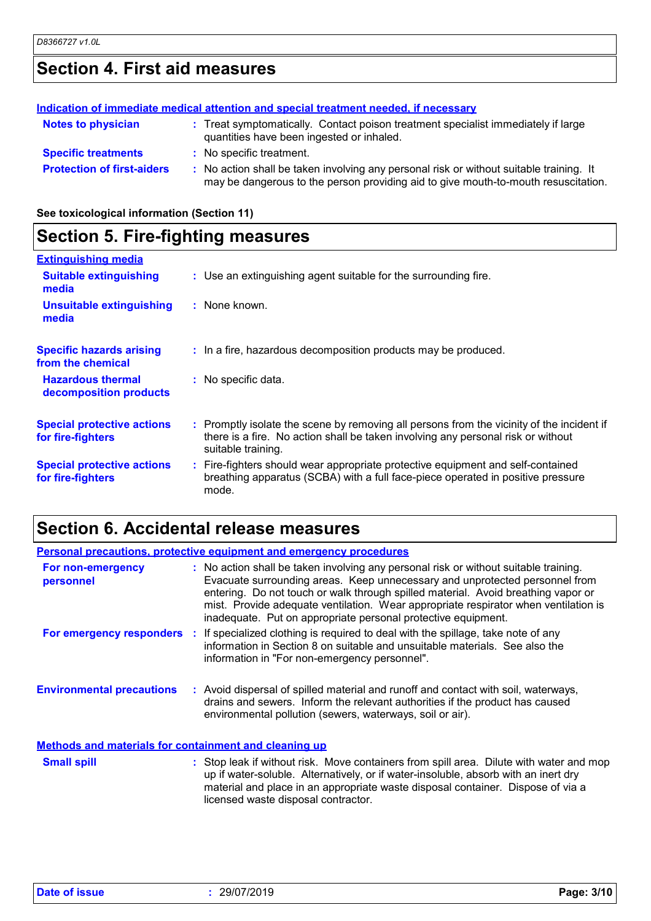## Section 4. First aid measures

**Indication of immediate medical attention and special treatment needed, if necessary**

**Notes to physician** : Treat symptomatically. Contact poison treatment specialist immediately if large quantities have been ingested or inhaled.

**Specific treatments** : No specific treatment.

**Protection of first-aiders** : No action shall be taken involving any personal risk or without suitable training. It may be dangerous to the person providing aid to give mouth-to-mouth resuscitation.

**See toxicological information (Section 11)**

## Section 5. Fire-fighting measures

**Extinguishing media**

**Suitable extinguishing media** : Use an extinguishing agent suitable for the surrounding fire.

**Unsuitable extinguishing media** : None known.

**Specific hazards arising from the chemical** : In a fire, hazardous decomposition products may be produced.

**Hazardous thermal decomposition products** : No specific data.

**Special protective actions for fire-fighters** : Promptly isolate the scene by removing all persons from the vicinity of the incident if there is a fire. No action shall be taken involving any personal risk or without suitable training.

**Special protective actions for fire-fighters** : Fire-fighters should wear appropriate protective equipment and self-contained breathing apparatus (SCBA) with a full face-piece operated in positive pressure mode.

## Section 6. Accidental release measures

**Personal precautions, protective equipment and emergency procedures**

**For non-emergency personnel** : No action shall be taken involving any personal risk or without suitable training. Evacuate surrounding areas. Keep unnecessary and unprotected personnel from entering. Do not touch or walk through spilled material. Avoid breathing vapor or mist. Provide adequate ventilation. Wear appropriate respirator when ventilation is inadequate. Put on appropriate personal protective equipment.

**For emergency responders** : If specialized clothing is required to deal with the spillage, take note of any information in Section 8 on suitable and unsuitable materials. See also the information in "For non-emergency personnel".

**Environmental precautions** : Avoid dispersal of spilled material and runoff and contact with soil, waterways, drains and sewers. Inform the relevant authorities if the product has caused environmental pollution (sewers, waterways, soil or air).

**Methods and materials for containment and cleaning up**

**Small spill** : Stop leak if without risk. Move containers from spill area. Dilute with water and mop up if water-soluble. Alternatively, or if water-insoluble, absorb with an inert dry material and place in an appropriate waste disposal container. Dispose of via a licensed waste disposal contractor.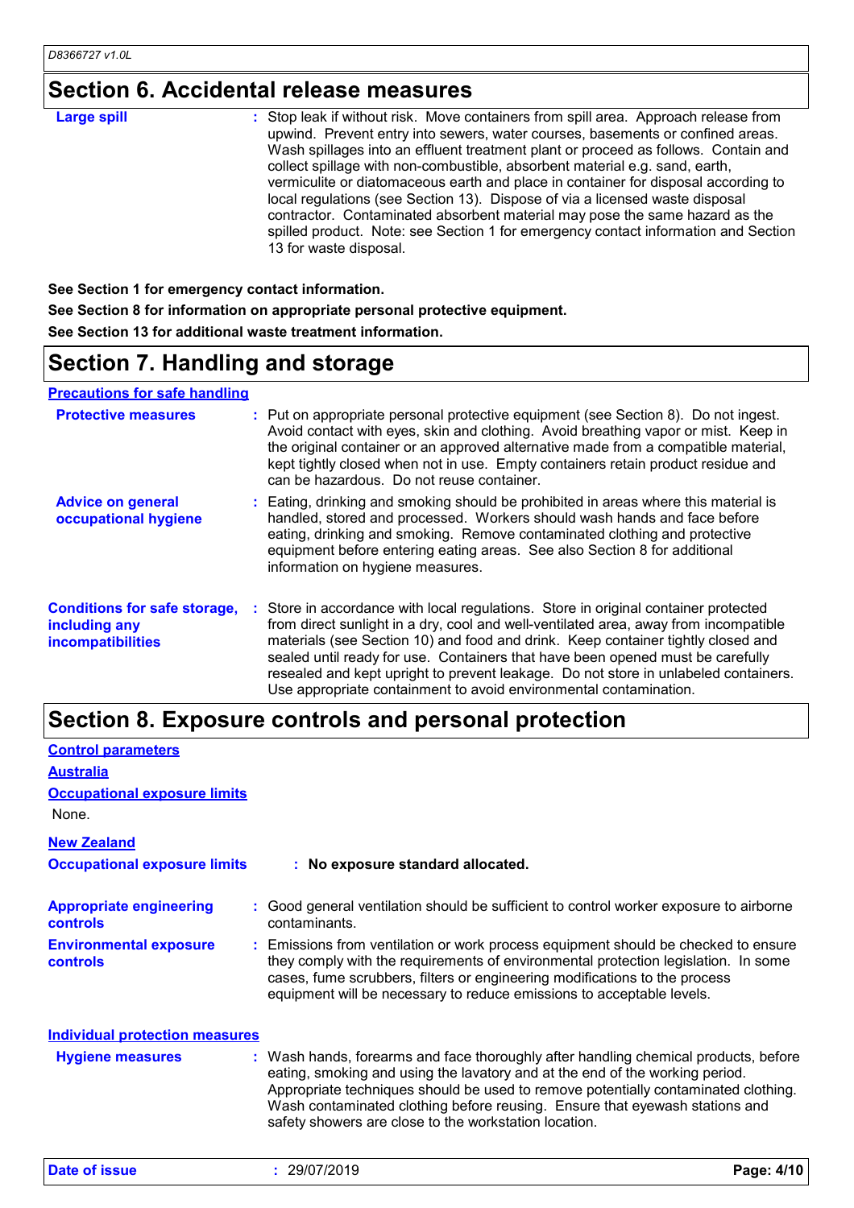## Section 6. Accidental release measures

**Large spill** : Stop leak if without risk. Move containers from spill area. Approach release from upwind. Prevent entry into sewers, water courses, basements or confined areas. Wash spillages into an effluent treatment plant or proceed as follows. Contain and collect spillage with non-combustible, absorbent material e.g. sand, earth, vermiculite or diatomaceous earth and place in container for disposal according to local regulations (see Section 13). Dispose of via a licensed waste disposal contractor. Contaminated absorbent material may pose the same hazard as the spilled product. Note: see Section 1 for emergency contact information and Section 13 for waste disposal.

**See Section 1 for emergency contact information.**

**See Section 8 for information on appropriate personal protective equipment.**

**See Section 13 for additional waste treatment information.**

## Section 7. Handling and storage

**Precautions for safe handling**

**Protective measures** : Put on appropriate personal protective equipment (see Section 8). Do not ingest. Avoid contact with eyes, skin and clothing. Avoid breathing vapor or mist. Keep in the original container or an approved alternative made from a compatible material, kept tightly closed when not in use. Empty containers retain product residue and can be hazardous. Do not reuse container.

**Advice on general occupational hygiene** : Eating, drinking and smoking should be prohibited in areas where this material is handled, stored and processed. Workers should wash hands and face before eating, drinking and smoking. Remove contaminated clothing and protective equipment before entering eating areas. See also Section 8 for additional information on hygiene measures.

**Conditions for safe storage, including any incompatibilities** : Store in accordance with local regulations. Store in original container protected from direct sunlight in a dry, cool and well-ventilated area, away from incompatible materials (see Section 10) and food and drink. Keep container tightly closed and sealed until ready for use. Containers that have been opened must be carefully resealed and kept upright to prevent leakage. Do not store in unlabeled containers. Use appropriate containment to avoid environmental contamination.

## Section 8. Exposure controls and personal protection

**Control parameters**

**Australia**

**Occupational exposure limits**

None.

**New Zealand**

**Occupational exposure limits** : **No exposure standard allocated.**

**Appropriate engineering controls** : Good general ventilation should be sufficient to control worker exposure to airborne contaminants.

**Environmental exposure controls** : Emissions from ventilation or work process equipment should be checked to ensure they comply with the requirements of environmental protection legislation. In some cases, fume scrubbers, filters or engineering modifications to the process equipment will be necessary to reduce emissions to acceptable levels.

**Individual protection measures**

**Hygiene measures** : Wash hands, forearms and face thoroughly after handling chemical products, before eating, smoking and using the lavatory and at the end of the working period. Appropriate techniques should be used to remove potentially contaminated clothing. Wash contaminated clothing before reusing. Ensure that eyewash stations and safety showers are close to the workstation location.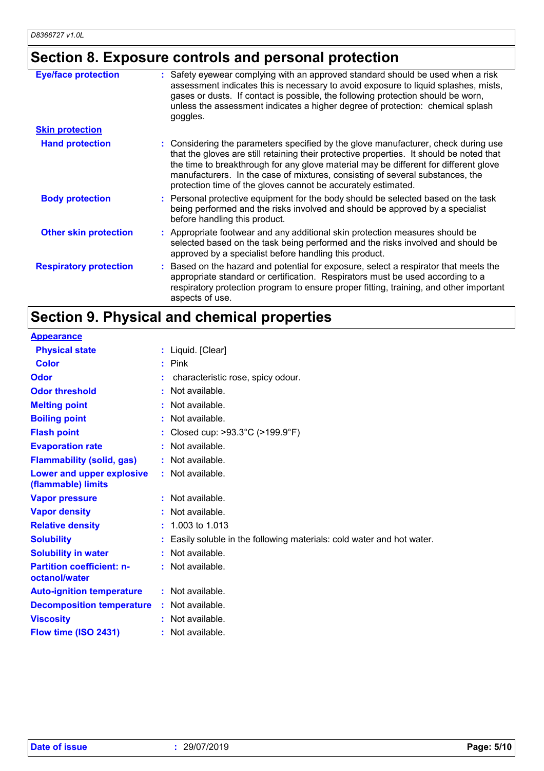## Section 8. Exposure controls and personal protection

| | | |
|---|---|---|
| **Eye/face protection** | : | Safety eyewear complying with an approved standard should be used when a risk assessment indicates this is necessary to avoid exposure to liquid splashes, mists, gases or dusts. If contact is possible, the following protection should be worn, unless the assessment indicates a higher degree of protection: chemical splash goggles. |
| **Skin protection** | | |
| **Hand protection** | : | Considering the parameters specified by the glove manufacturer, check during use that the gloves are still retaining their protective properties. It should be noted that the time to breakthrough for any glove material may be different for different glove manufacturers. In the case of mixtures, consisting of several substances, the protection time of the gloves cannot be accurately estimated. |
| **Body protection** | : | Personal protective equipment for the body should be selected based on the task being performed and the risks involved and should be approved by a specialist before handling this product. |
| **Other skin protection** | : | Appropriate footwear and any additional skin protection measures should be selected based on the task being performed and the risks involved and should be approved by a specialist before handling this product. |
| **Respiratory protection** | : | Based on the hazard and potential for exposure, select a respirator that meets the appropriate standard or certification. Respirators must be used according to a respiratory protection program to ensure proper fitting, training, and other important aspects of use. |

## Section 9. Physical and chemical properties

| | | |
|---|---|---|
| **Appearance** | | |
| **Physical state** | : | Liquid. [Clear] |
| **Color** | : | Pink |
| **Odor** | : | characteristic rose, spicy odour. |
| **Odor threshold** | : | Not available. |
| **Melting point** | : | Not available. |
| **Boiling point** | : | Not available. |
| **Flash point** | : | Closed cup: >93.3°C (>199.9°F) |
| **Evaporation rate** | : | Not available. |
| **Flammability (solid, gas)** | : | Not available. |
| **Lower and upper explosive (flammable) limits** | : | Not available. |
| **Vapor pressure** | : | Not available. |
| **Vapor density** | : | Not available. |
| **Relative density** | : | 1.003 to 1.013 |
| **Solubility** | : | Easily soluble in the following materials: cold water and hot water. |
| **Solubility in water** | : | Not available. |
| **Partition coefficient: n-octanol/water** | : | Not available. |
| **Auto-ignition temperature** | : | Not available. |
| **Decomposition temperature** | : | Not available. |
| **Viscosity** | : | Not available. |
| **Flow time (ISO 2431)** | : | Not available. |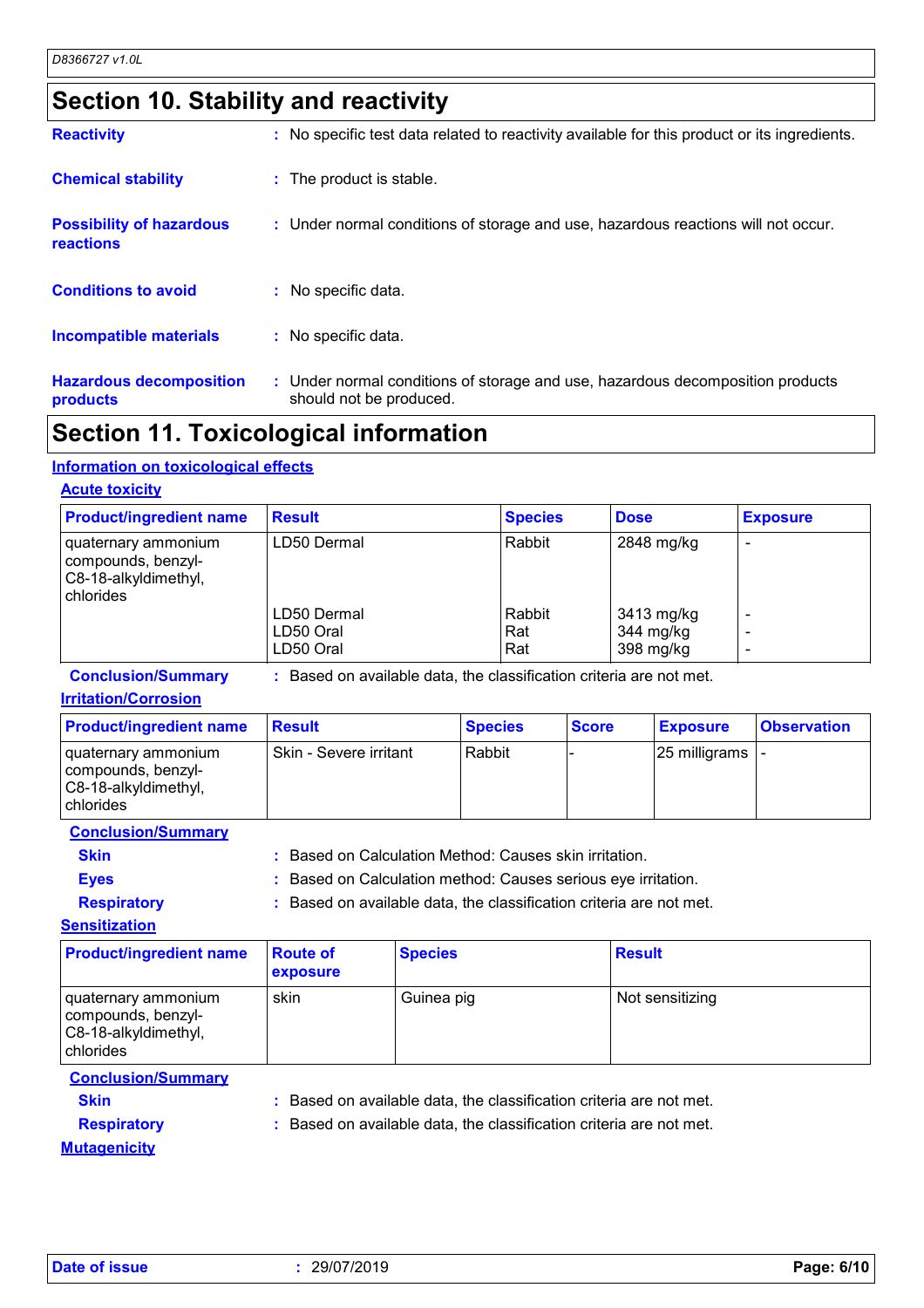## Section 10. Stability and reactivity

**Reactivity** : No specific test data related to reactivity available for this product or its ingredients.

**Chemical stability** : The product is stable.

**Possibility of hazardous reactions** : Under normal conditions of storage and use, hazardous reactions will not occur.

**Conditions to avoid** : No specific data.

**Incompatible materials** : No specific data.

**Hazardous decomposition products** : Under normal conditions of storage and use, hazardous decomposition products should not be produced.

## Section 11. Toxicological information

### Information on toxicological effects

#### Acute toxicity

| Product/ingredient name | Result | Species | Dose | Exposure |
|---|---|---|---|---|
| quaternary ammonium compounds, benzyl-C8-18-alkyldimethyl, chlorides | LD50 Dermal | Rabbit | 2848 mg/kg | - |
| | LD50 Dermal | Rabbit | 3413 mg/kg | - |
| | LD50 Oral | Rat | 344 mg/kg | - |
| | LD50 Oral | Rat | 398 mg/kg | - |

**Conclusion/Summary** : Based on available data, the classification criteria are not met.

#### Irritation/Corrosion

| Product/ingredient name | Result | Species | Score | Exposure | Observation |
|---|---|---|---|---|---|
| quaternary ammonium compounds, benzyl-C8-18-alkyldimethyl, chlorides | Skin - Severe irritant | Rabbit | - | 25 milligrams | - |

**Conclusion/Summary**

**Skin** : Based on Calculation Method: Causes skin irritation.

**Eyes** : Based on Calculation method: Causes serious eye irritation.

**Respiratory** : Based on available data, the classification criteria are not met.

#### Sensitization

| Product/ingredient name | Route of exposure | Species | Result |
|---|---|---|---|
| quaternary ammonium compounds, benzyl-C8-18-alkyldimethyl, chlorides | skin | Guinea pig | Not sensitizing |

**Conclusion/Summary**

**Skin** : Based on available data, the classification criteria are not met.

**Respiratory** : Based on available data, the classification criteria are not met.

#### Mutagenicity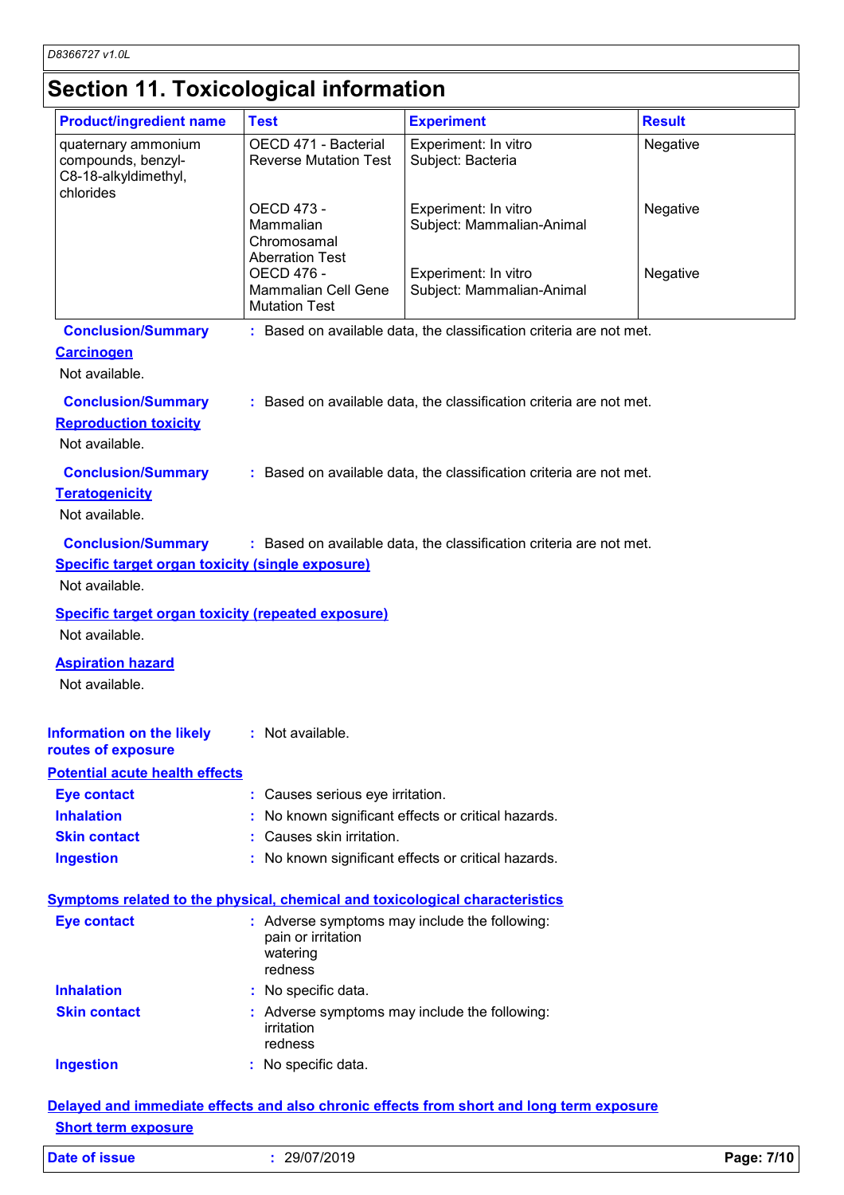## Section 11. Toxicological information

| Product/ingredient name | Test | Experiment | Result |
|---|---|---|---|
| quaternary ammonium compounds, benzyl-C8-18-alkyldimethyl, chlorides | OECD 471 - Bacterial Reverse Mutation Test | Experiment: In vitro Subject: Bacteria | Negative |
| | OECD 473 - Mammalian Chromosamal Aberration Test | Experiment: In vitro Subject: Mammalian-Animal | Negative |
| | OECD 476 - Mammalian Cell Gene Mutation Test | Experiment: In vitro Subject: Mammalian-Animal | Negative |

**Conclusion/Summary** : Based on available data, the classification criteria are not met.

**Carcinogen**

Not available.

**Conclusion/Summary** : Based on available data, the classification criteria are not met.

**Reproduction toxicity**

Not available.

**Conclusion/Summary** : Based on available data, the classification criteria are not met.

**Teratogenicity**

Not available.

**Conclusion/Summary** : Based on available data, the classification criteria are not met.

**Specific target organ toxicity (single exposure)**

Not available.

**Specific target organ toxicity (repeated exposure)**

Not available.

**Aspiration hazard**

Not available.

**Information on the likely routes of exposure** : Not available.

**Potential acute health effects**

- **Eye contact** : Causes serious eye irritation.
- **Inhalation** : No known significant effects or critical hazards.
- **Skin contact** : Causes skin irritation.
- **Ingestion** : No known significant effects or critical hazards.

**Symptoms related to the physical, chemical and toxicological characteristics**

- **Eye contact** : Adverse symptoms may include the following:
  pain or irritation
  watering
  redness
- **Inhalation** : No specific data.
- **Skin contact** : Adverse symptoms may include the following:
  irritation
  redness
- **Ingestion** : No specific data.

**Delayed and immediate effects and also chronic effects from short and long term exposure**

**Short term exposure**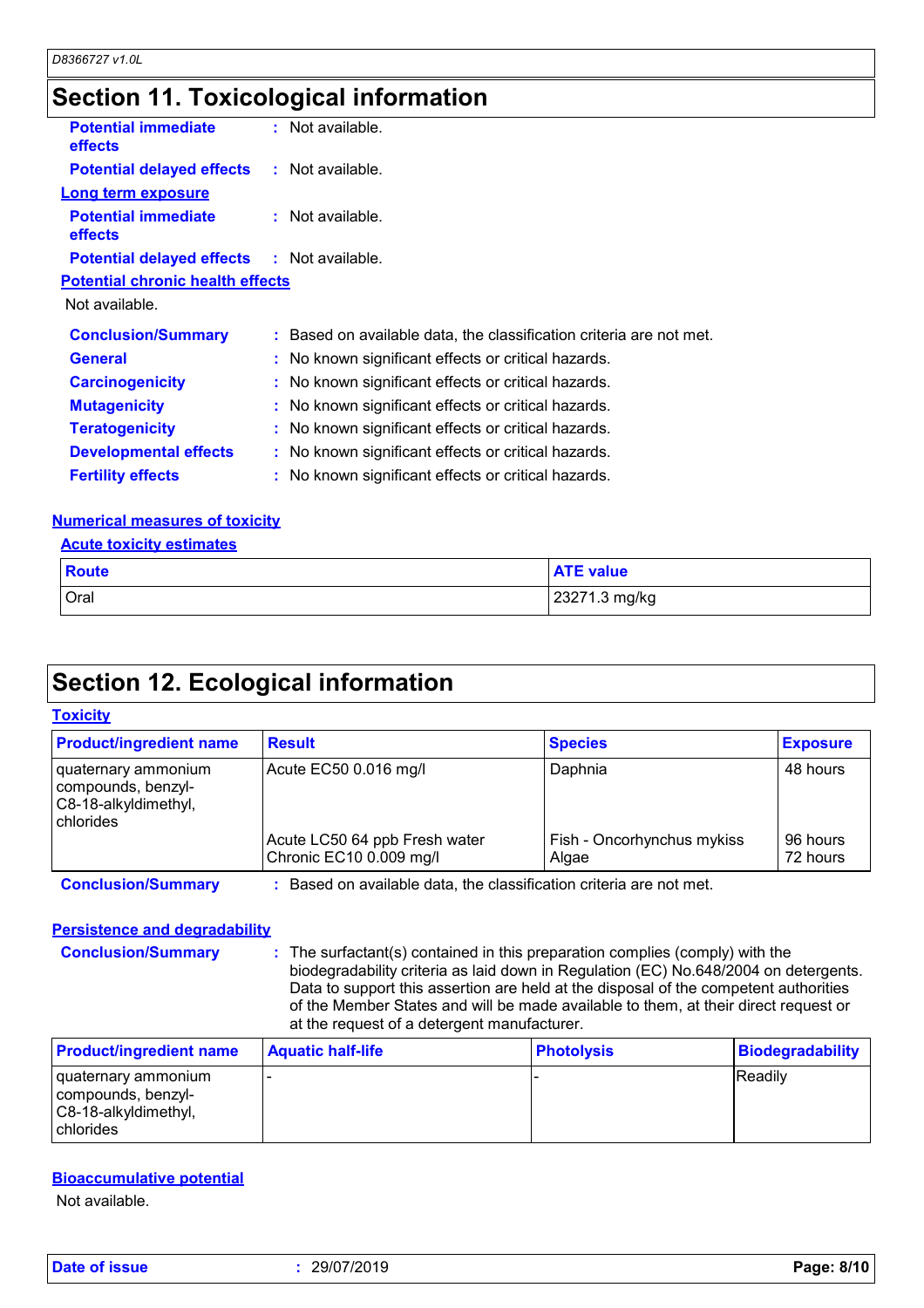## Section 11. Toxicological information

**Potential immediate effects** : Not available.

**Potential delayed effects** : Not available.

**Long term exposure**

**Potential immediate effects** : Not available.

**Potential delayed effects** : Not available.

**Potential chronic health effects**

Not available.

**Conclusion/Summary** : Based on available data, the classification criteria are not met.

**General** : No known significant effects or critical hazards.

**Carcinogenicity** : No known significant effects or critical hazards.

**Mutagenicity** : No known significant effects or critical hazards.

**Teratogenicity** : No known significant effects or critical hazards.

**Developmental effects** : No known significant effects or critical hazards.

**Fertility effects** : No known significant effects or critical hazards.

**Numerical measures of toxicity**

**Acute toxicity estimates**

| Route | ATE value |
|---|---|
| Oral | 23271.3 mg/kg |

## Section 12. Ecological information

**Toxicity**

| Product/ingredient name | Result | Species | Exposure |
|---|---|---|---|
| quaternary ammonium compounds, benzyl-C8-18-alkyldimethyl, chlorides | Acute EC50 0.016 mg/l | Daphnia | 48 hours |
| | Acute LC50 64 ppb Fresh water | Fish - Oncorhynchus mykiss | 96 hours |
| | Chronic EC10 0.009 mg/l | Algae | 72 hours |

**Conclusion/Summary** : Based on available data, the classification criteria are not met.

**Persistence and degradability**

**Conclusion/Summary** : The surfactant(s) contained in this preparation complies (comply) with the biodegradability criteria as laid down in Regulation (EC) No.648/2004 on detergents. Data to support this assertion are held at the disposal of the competent authorities of the Member States and will be made available to them, at their direct request or at the request of a detergent manufacturer.

| Product/ingredient name | Aquatic half-life | Photolysis | Biodegradability |
|---|---|---|---|
| quaternary ammonium compounds, benzyl-C8-18-alkyldimethyl, chlorides | - | - | Readily |

**Bioaccumulative potential**

Not available.

**Date of issue** : 29/07/2019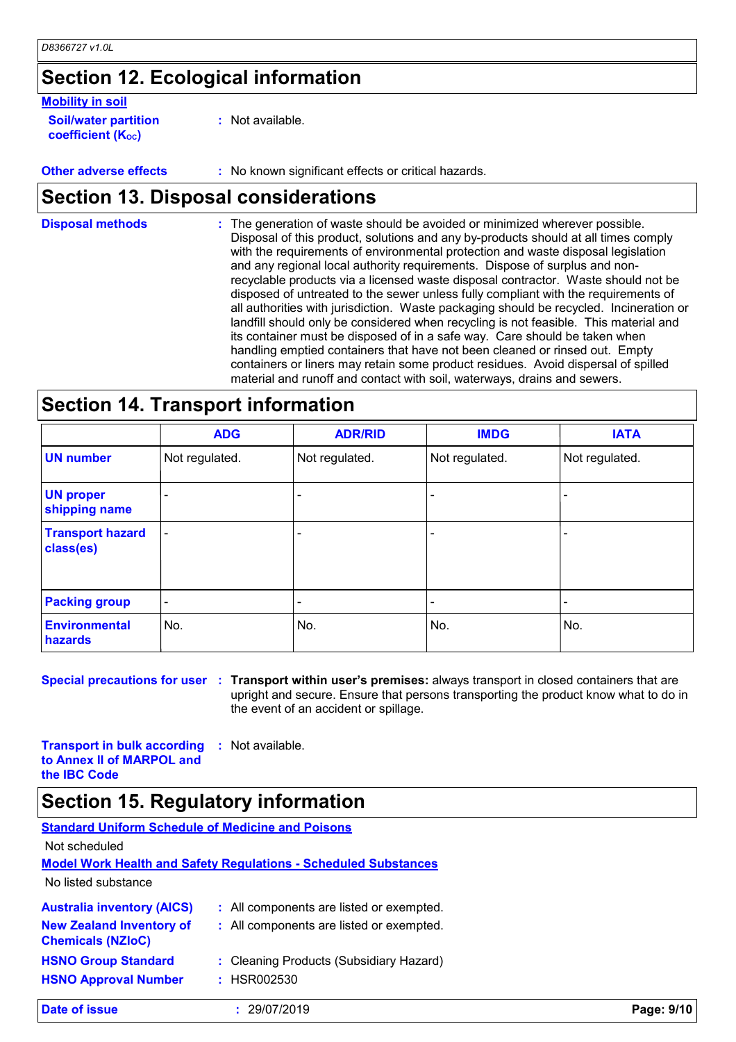## Section 12. Ecological information

**Mobility in soil**

**Soil/water partition coefficient ($K_{OC}$)** : Not available.

**Other adverse effects** : No known significant effects or critical hazards.

## Section 13. Disposal considerations

**Disposal methods** : The generation of waste should be avoided or minimized wherever possible. Disposal of this product, solutions and any by-products should at all times comply with the requirements of environmental protection and waste disposal legislation and any regional local authority requirements. Dispose of surplus and non-recyclable products via a licensed waste disposal contractor. Waste should not be disposed of untreated to the sewer unless fully compliant with the requirements of all authorities with jurisdiction. Waste packaging should be recycled. Incineration or landfill should only be considered when recycling is not feasible. This material and its container must be disposed of in a safe way. Care should be taken when handling emptied containers that have not been cleaned or rinsed out. Empty containers or liners may retain some product residues. Avoid dispersal of spilled material and runoff and contact with soil, waterways, drains and sewers.

## Section 14. Transport information

| | ADG | ADR/RID | IMDG | IATA |
|---|---|---|---|---|
| **UN number** | Not regulated. | Not regulated. | Not regulated. | Not regulated. |
| **UN proper shipping name** | - | - | - | - |
| **Transport hazard class(es)** | - | - | - | - |
| **Packing group** | - | - | - | - |
| **Environmental hazards** | No. | No. | No. | No. |

**Special precautions for user** : **Transport within user's premises:** always transport in closed containers that are upright and secure. Ensure that persons transporting the product know what to do in the event of an accident or spillage.

**Transport in bulk according to Annex II of MARPOL and the IBC Code** : Not available.

## Section 15. Regulatory information

**Standard Uniform Schedule of Medicine and Poisons**

Not scheduled

**Model Work Health and Safety Regulations - Scheduled Substances**

No listed substance

**Australia inventory (AICS)** : All components are listed or exempted.

**New Zealand Inventory of Chemicals (NZIoC)** : All components are listed or exempted.

**HSNO Group Standard** : Cleaning Products (Subsidiary Hazard)

**HSNO Approval Number** : HSR002530

**Date of issue** : 29/07/2019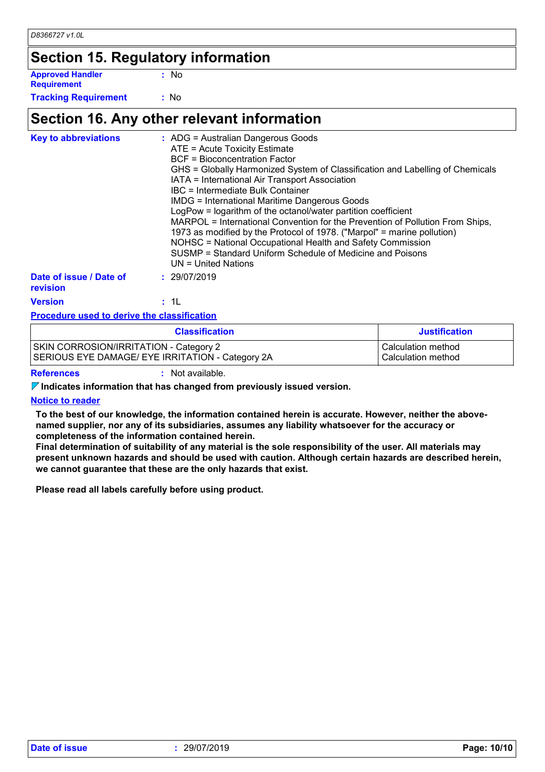## Section 15. Regulatory information

**Approved Handler Requirement** : No

**Tracking Requirement** : No

## Section 16. Any other relevant information

**Key to abbreviations** :
ADG = Australian Dangerous Goods
ATE = Acute Toxicity Estimate
BCF = Bioconcentration Factor
GHS = Globally Harmonized System of Classification and Labelling of Chemicals
IATA = International Air Transport Association
IBC = Intermediate Bulk Container
IMDG = International Maritime Dangerous Goods
LogPow = logarithm of the octanol/water partition coefficient
MARPOL = International Convention for the Prevention of Pollution From Ships, 1973 as modified by the Protocol of 1978. ("Marpol" = marine pollution)
NOHSC = National Occupational Health and Safety Commission
SUSMP = Standard Uniform Schedule of Medicine and Poisons
UN = United Nations

**Date of issue / Date of revision** : 29/07/2019

**Version** : 1L

**Procedure used to derive the classification**

| Classification | Justification |
|---|---|
| SKIN CORROSION/IRRITATION - Category 2 | Calculation method |
| SERIOUS EYE DAMAGE/ EYE IRRITATION - Category 2A | Calculation method |

**References** : Not available.

**Indicates information that has changed from previously issued version.**

**Notice to reader**

**To the best of our knowledge, the information contained herein is accurate. However, neither the above-named supplier, nor any of its subsidiaries, assumes any liability whatsoever for the accuracy or completeness of the information contained herein.**
**Final determination of suitability of any material is the sole responsibility of the user. All materials may present unknown hazards and should be used with caution. Although certain hazards are described herein, we cannot guarantee that these are the only hazards that exist.**

**Please read all labels carefully before using product.**